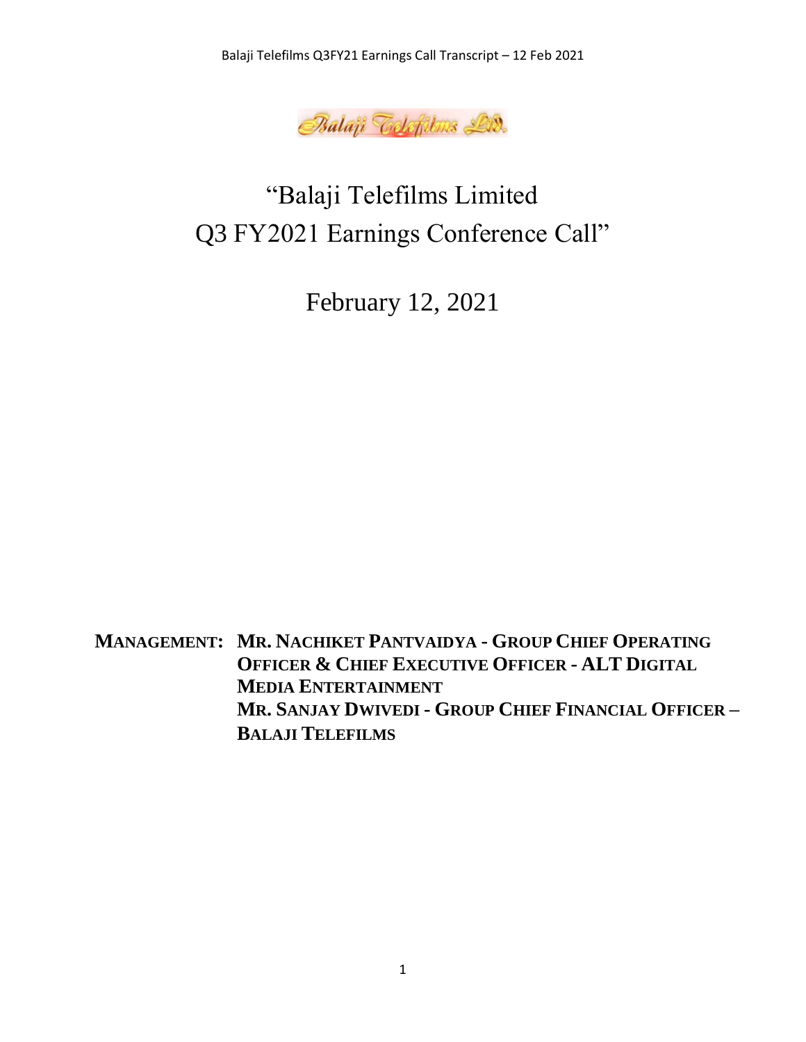# "Balaji Telefilms Limited Q3 FY2021 Earnings Conference Call"

## February 12, 2021

**MANAGEMENT: MR. NACHIKET PANTVAIDYA - GROUP CHIEF OPERATING OFFICER & CHIEF EXECUTIVE OFFICER - ALT DIGITAL MEDIA ENTERTAINMENT**
**MR. SANJAY DWIVEDI - GROUP CHIEF FINANCIAL OFFICER – BALAJI TELEFILMS**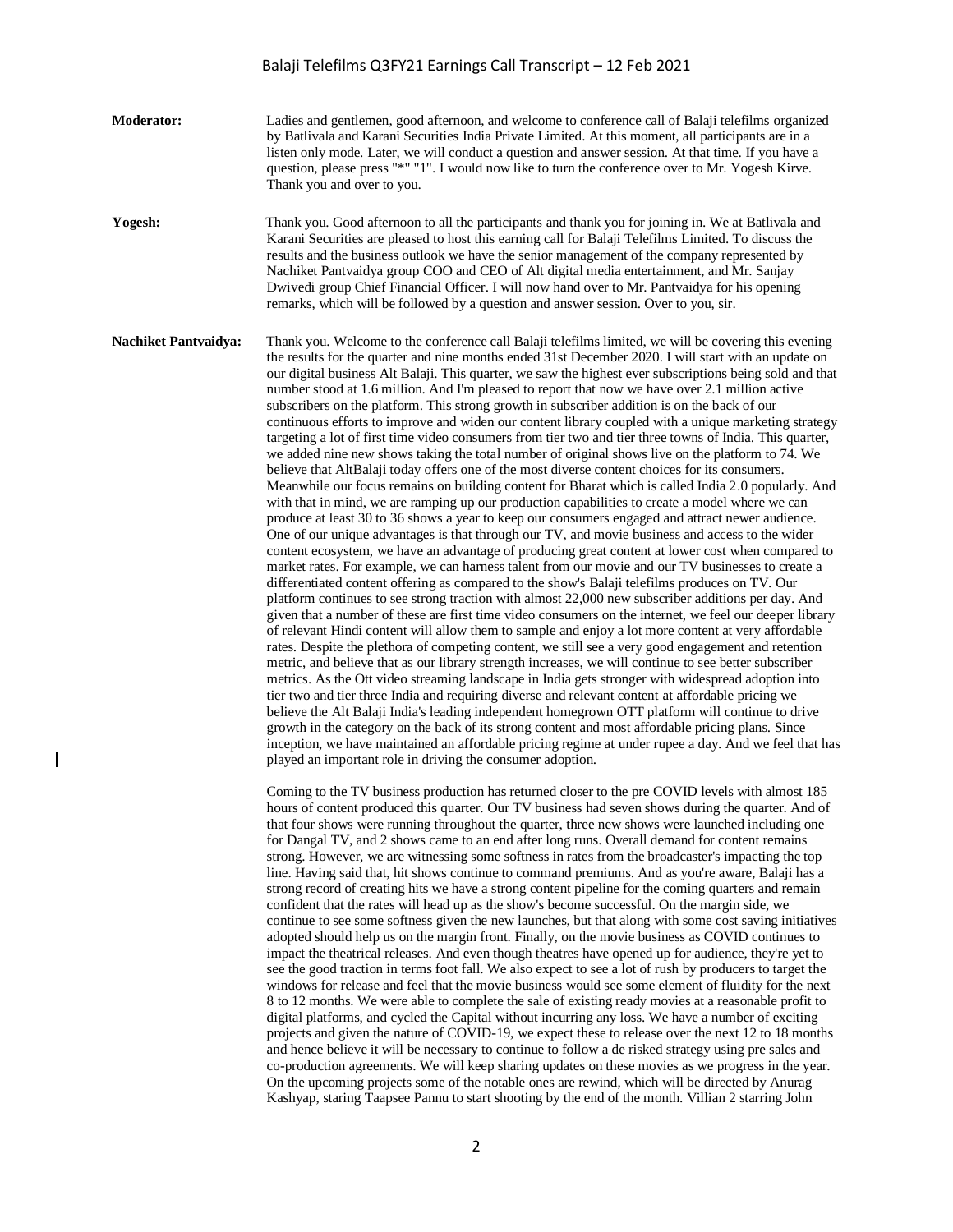**Moderator:** Ladies and gentlemen, good afternoon, and welcome to conference call of Balaji telefilms organized by Batlivala and Karani Securities India Private Limited. At this moment, all participants are in a listen only mode. Later, we will conduct a question and answer session. At that time. If you have a question, please press "*" "1". I would now like to turn the conference over to Mr. Yogesh Kirve. Thank you and over to you.

**Yogesh:** Thank you. Good afternoon to all the participants and thank you for joining in. We at Batlivala and Karani Securities are pleased to host this earning call for Balaji Telefilms Limited. To discuss the results and the business outlook we have the senior management of the company represented by Nachiket Pantvaidya group COO and CEO of Alt digital media entertainment, and Mr. Sanjay Dwivedi group Chief Financial Officer. I will now hand over to Mr. Pantvaidya for his opening remarks, which will be followed by a question and answer session. Over to you, sir.

**Nachiket Pantvaidya:** Thank you. Welcome to the conference call Balaji telefilms limited, we will be covering this evening the results for the quarter and nine months ended 31st December 2020. I will start with an update on our digital business Alt Balaji. This quarter, we saw the highest ever subscriptions being sold and that number stood at 1.6 million. And I'm pleased to report that now we have over 2.1 million active subscribers on the platform. This strong growth in subscriber addition is on the back of our continuous efforts to improve and widen our content library coupled with a unique marketing strategy targeting a lot of first time video consumers from tier two and tier three towns of India. This quarter, we added nine new shows taking the total number of original shows live on the platform to 74. We believe that AltBalaji today offers one of the most diverse content choices for its consumers. Meanwhile our focus remains on building content for Bharat which is called India 2.0 popularly. And with that in mind, we are ramping up our production capabilities to create a model where we can produce at least 30 to 36 shows a year to keep our consumers engaged and attract newer audience. One of our unique advantages is that through our TV, and movie business and access to the wider content ecosystem, we have an advantage of producing great content at lower cost when compared to market rates. For example, we can harness talent from our movie and our TV businesses to create a differentiated content offering as compared to the show's Balaji telefilms produces on TV. Our platform continues to see strong traction with almost 22,000 new subscriber additions per day. And given that a number of these are first time video consumers on the internet, we feel our deeper library of relevant Hindi content will allow them to sample and enjoy a lot more content at very affordable rates. Despite the plethora of competing content, we still see a very good engagement and retention metric, and believe that as our library strength increases, we will continue to see better subscriber metrics. As the Ott video streaming landscape in India gets stronger with widespread adoption into tier two and tier three India and requiring diverse and relevant content at affordable pricing we believe the Alt Balaji India's leading independent homegrown OTT platform will continue to drive growth in the category on the back of its strong content and most affordable pricing plans. Since inception, we have maintained an affordable pricing regime at under rupee a day. And we feel that has played an important role in driving the consumer adoption.

Coming to the TV business production has returned closer to the pre COVID levels with almost 185 hours of content produced this quarter. Our TV business had seven shows during the quarter. And of that four shows were running throughout the quarter, three new shows were launched including one for Dangal TV, and 2 shows came to an end after long runs. Overall demand for content remains strong. However, we are witnessing some softness in rates from the broadcaster's impacting the top line. Having said that, hit shows continue to command premiums. And as you're aware, Balaji has a strong record of creating hits we have a strong content pipeline for the coming quarters and remain confident that the rates will head up as the show's become successful. On the margin side, we continue to see some softness given the new launches, but that along with some cost saving initiatives adopted should help us on the margin front. Finally, on the movie business as COVID continues to impact the theatrical releases. And even though theatres have opened up for audience, they're yet to see the good traction in terms foot fall. We also expect to see a lot of rush by producers to target the windows for release and feel that the movie business would see some element of fluidity for the next 8 to 12 months. We were able to complete the sale of existing ready movies at a reasonable profit to digital platforms, and cycled the Capital without incurring any loss. We have a number of exciting projects and given the nature of COVID-19, we expect these to release over the next 12 to 18 months and hence believe it will be necessary to continue to follow a de risked strategy using pre sales and co-production agreements. We will keep sharing updates on these movies as we progress in the year. On the upcoming projects some of the notable ones are rewind, which will be directed by Anurag Kashyap, staring Taapsee Pannu to start shooting by the end of the month. Villian 2 starring John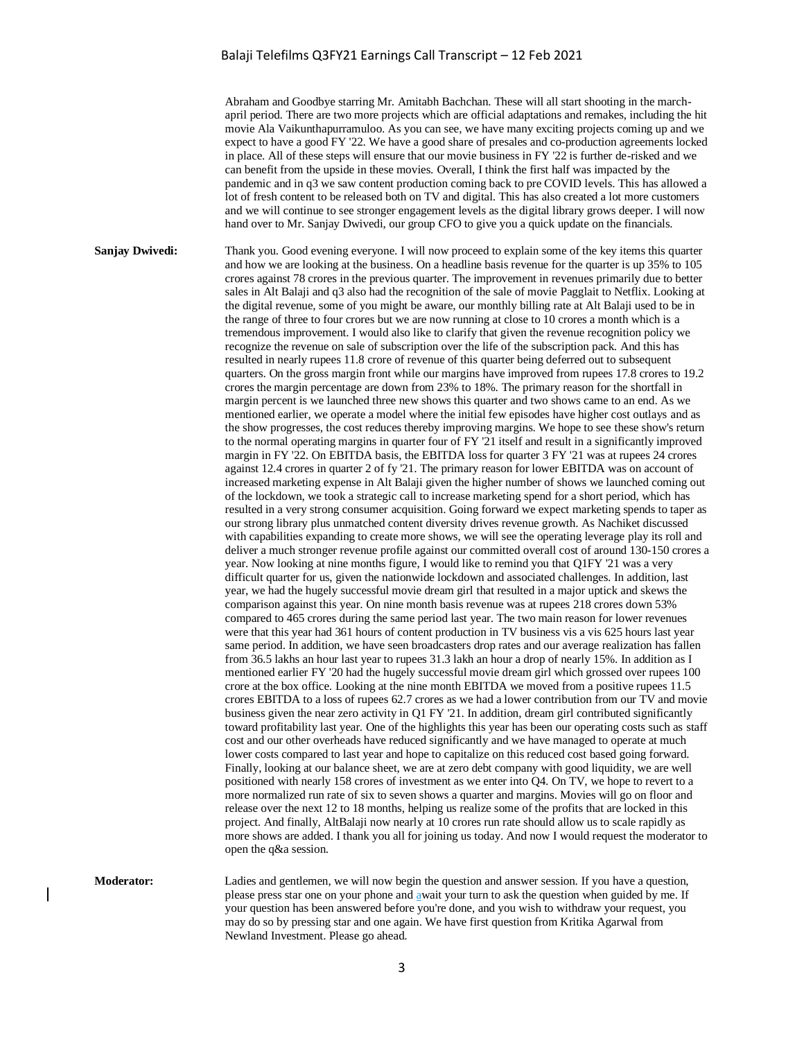Abraham and Goodbye starring Mr. Amitabh Bachchan. These will all start shooting in the march-april period. There are two more projects which are official adaptations and remakes, including the hit movie Ala Vaikunthapurramuloo. As you can see, we have many exciting projects coming up and we expect to have a good FY '22. We have a good share of presales and co-production agreements locked in place. All of these steps will ensure that our movie business in FY '22 is further de-risked and we can benefit from the upside in these movies. Overall, I think the first half was impacted by the pandemic and in q3 we saw content production coming back to pre COVID levels. This has allowed a lot of fresh content to be released both on TV and digital. This has also created a lot more customers and we will continue to see stronger engagement levels as the digital library grows deeper. I will now hand over to Mr. Sanjay Dwivedi, our group CFO to give you a quick update on the financials.

**Sanjay Dwivedi:** Thank you. Good evening everyone. I will now proceed to explain some of the key items this quarter and how we are looking at the business. On a headline basis revenue for the quarter is up 35% to 105 crores against 78 crores in the previous quarter. The improvement in revenues primarily due to better sales in Alt Balaji and q3 also had the recognition of the sale of movie Pagglait to Netflix. Looking at the digital revenue, some of you might be aware, our monthly billing rate at Alt Balaji used to be in the range of three to four crores but we are now running at close to 10 crores a month which is a tremendous improvement. I would also like to clarify that given the revenue recognition policy we recognize the revenue on sale of subscription over the life of the subscription pack. And this has resulted in nearly rupees 11.8 crore of revenue of this quarter being deferred out to subsequent quarters. On the gross margin front while our margins have improved from rupees 17.8 crores to 19.2 crores the margin percentage are down from 23% to 18%. The primary reason for the shortfall in margin percent is we launched three new shows this quarter and two shows came to an end. As we mentioned earlier, we operate a model where the initial few episodes have higher cost outlays and as the show progresses, the cost reduces thereby improving margins. We hope to see these show's return to the normal operating margins in quarter four of FY '21 itself and result in a significantly improved margin in FY '22. On EBITDA basis, the EBITDA loss for quarter 3 FY '21 was at rupees 24 crores against 12.4 crores in quarter 2 of fy '21. The primary reason for lower EBITDA was on account of increased marketing expense in Alt Balaji given the higher number of shows we launched coming out of the lockdown, we took a strategic call to increase marketing spend for a short period, which has resulted in a very strong consumer acquisition. Going forward we expect marketing spends to taper as our strong library plus unmatched content diversity drives revenue growth. As Nachiket discussed with capabilities expanding to create more shows, we will see the operating leverage play its roll and deliver a much stronger revenue profile against our committed overall cost of around 130-150 crores a year. Now looking at nine months figure, I would like to remind you that Q1FY '21 was a very difficult quarter for us, given the nationwide lockdown and associated challenges. In addition, last year, we had the hugely successful movie dream girl that resulted in a major uptick and skews the comparison against this year. On nine month basis revenue was at rupees 218 crores down 53% compared to 465 crores during the same period last year. The two main reason for lower revenues were that this year had 361 hours of content production in TV business vis a vis 625 hours last year same period. In addition, we have seen broadcasters drop rates and our average realization has fallen from 36.5 lakhs an hour last year to rupees 31.3 lakh an hour a drop of nearly 15%. In addition as I mentioned earlier FY '20 had the hugely successful movie dream girl which grossed over rupees 100 crore at the box office. Looking at the nine month EBITDA we moved from a positive rupees 11.5 crores EBITDA to a loss of rupees 62.7 crores as we had a lower contribution from our TV and movie business given the near zero activity in Q1 FY '21. In addition, dream girl contributed significantly toward profitability last year. One of the highlights this year has been our operating costs such as staff cost and our other overheads have reduced significantly and we have managed to operate at much lower costs compared to last year and hope to capitalize on this reduced cost based going forward. Finally, looking at our balance sheet, we are at zero debt company with good liquidity, we are well positioned with nearly 158 crores of investment as we enter into Q4. On TV, we hope to revert to a more normalized run rate of six to seven shows a quarter and margins. Movies will go on floor and release over the next 12 to 18 months, helping us realize some of the profits that are locked in this project. And finally, AltBalaji now nearly at 10 crores run rate should allow us to scale rapidly as more shows are added. I thank you all for joining us today. And now I would request the moderator to open the q&a session.

**Moderator:** Ladies and gentlemen, we will now begin the question and answer session. If you have a question, please press star one on your phone and await your turn to ask the question when guided by me. If your question has been answered before you're done, and you wish to withdraw your request, you may do so by pressing star and one again. We have first question from Kritika Agarwal from Newland Investment. Please go ahead.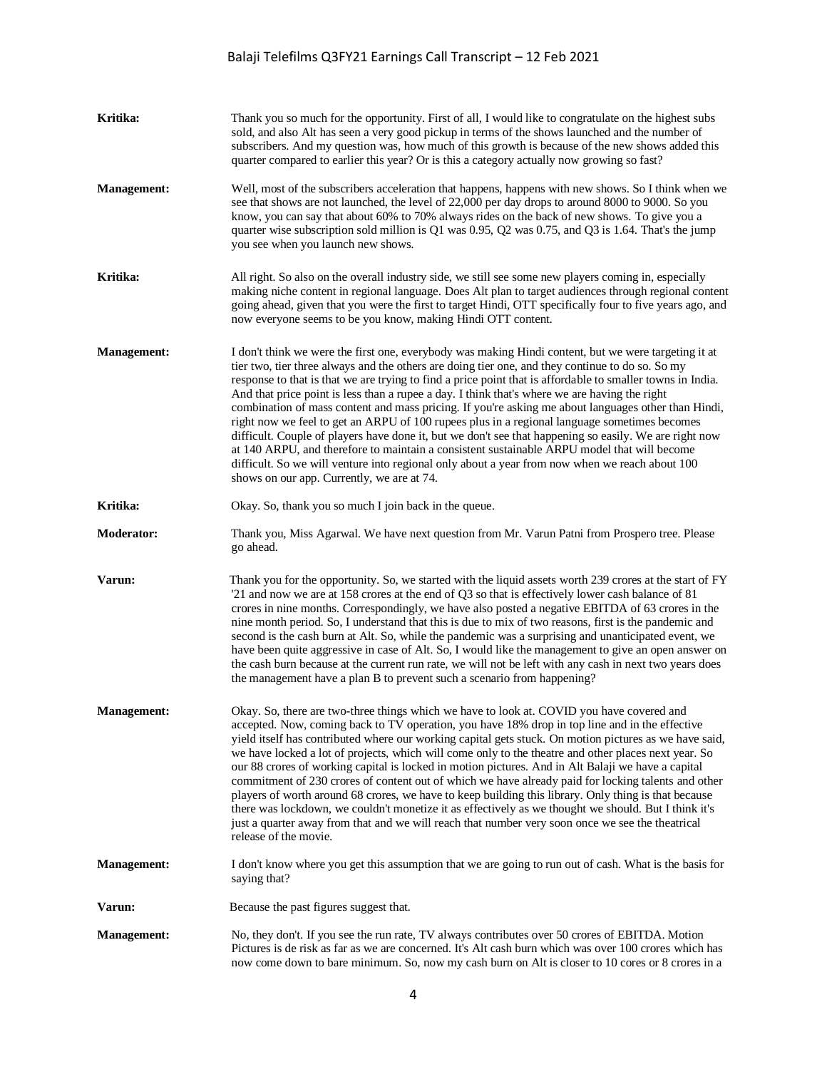**Kritika:** Thank you so much for the opportunity. First of all, I would like to congratulate on the highest subs sold, and also Alt has seen a very good pickup in terms of the shows launched and the number of subscribers. And my question was, how much of this growth is because of the new shows added this quarter compared to earlier this year? Or is this a category actually now growing so fast?

**Management:** Well, most of the subscribers acceleration that happens, happens with new shows. So I think when we see that shows are not launched, the level of 22,000 per day drops to around 8000 to 9000. So you know, you can say that about 60% to 70% always rides on the back of new shows. To give you a quarter wise subscription sold million is Q1 was 0.95, Q2 was 0.75, and Q3 is 1.64. That's the jump you see when you launch new shows.

**Kritika:** All right. So also on the overall industry side, we still see some new players coming in, especially making niche content in regional language. Does Alt plan to target audiences through regional content going ahead, given that you were the first to target Hindi, OTT specifically four to five years ago, and now everyone seems to be you know, making Hindi OTT content.

**Management:** I don't think we were the first one, everybody was making Hindi content, but we were targeting it at tier two, tier three always and the others are doing tier one, and they continue to do so. So my response to that is that we are trying to find a price point that is affordable to smaller towns in India. And that price point is less than a rupee a day. I think that's where we are having the right combination of mass content and mass pricing. If you're asking me about languages other than Hindi, right now we feel to get an ARPU of 100 rupees plus in a regional language sometimes becomes difficult. Couple of players have done it, but we don't see that happening so easily. We are right now at 140 ARPU, and therefore to maintain a consistent sustainable ARPU model that will become difficult. So we will venture into regional only about a year from now when we reach about 100 shows on our app. Currently, we are at 74.

**Kritika:** Okay. So, thank you so much I join back in the queue.

**Moderator:** Thank you, Miss Agarwal. We have next question from Mr. Varun Patni from Prospero tree. Please go ahead.

**Varun:** Thank you for the opportunity. So, we started with the liquid assets worth 239 crores at the start of FY '21 and now we are at 158 crores at the end of Q3 so that is effectively lower cash balance of 81 crores in nine months. Correspondingly, we have also posted a negative EBITDA of 63 crores in the nine month period. So, I understand that this is due to mix of two reasons, first is the pandemic and second is the cash burn at Alt. So, while the pandemic was a surprising and unanticipated event, we have been quite aggressive in case of Alt. So, I would like the management to give an open answer on the cash burn because at the current run rate, we will not be left with any cash in next two years does the management have a plan B to prevent such a scenario from happening?

**Management:** Okay. So, there are two-three things which we have to look at. COVID you have covered and accepted. Now, coming back to TV operation, you have 18% drop in top line and in the effective yield itself has contributed where our working capital gets stuck. On motion pictures as we have said, we have locked a lot of projects, which will come only to the theatre and other places next year. So our 88 crores of working capital is locked in motion pictures. And in Alt Balaji we have a capital commitment of 230 crores of content out of which we have already paid for locking talents and other players of worth around 68 crores, we have to keep building this library. Only thing is that because there was lockdown, we couldn't monetize it as effectively as we thought we should. But I think it's just a quarter away from that and we will reach that number very soon once we see the theatrical release of the movie.

**Management:** I don't know where you get this assumption that we are going to run out of cash. What is the basis for saying that?

**Varun:** Because the past figures suggest that.

**Management:** No, they don't. If you see the run rate, TV always contributes over 50 crores of EBITDA. Motion Pictures is de risk as far as we are concerned. It's Alt cash burn which was over 100 crores which has now come down to bare minimum. So, now my cash burn on Alt is closer to 10 cores or 8 crores in a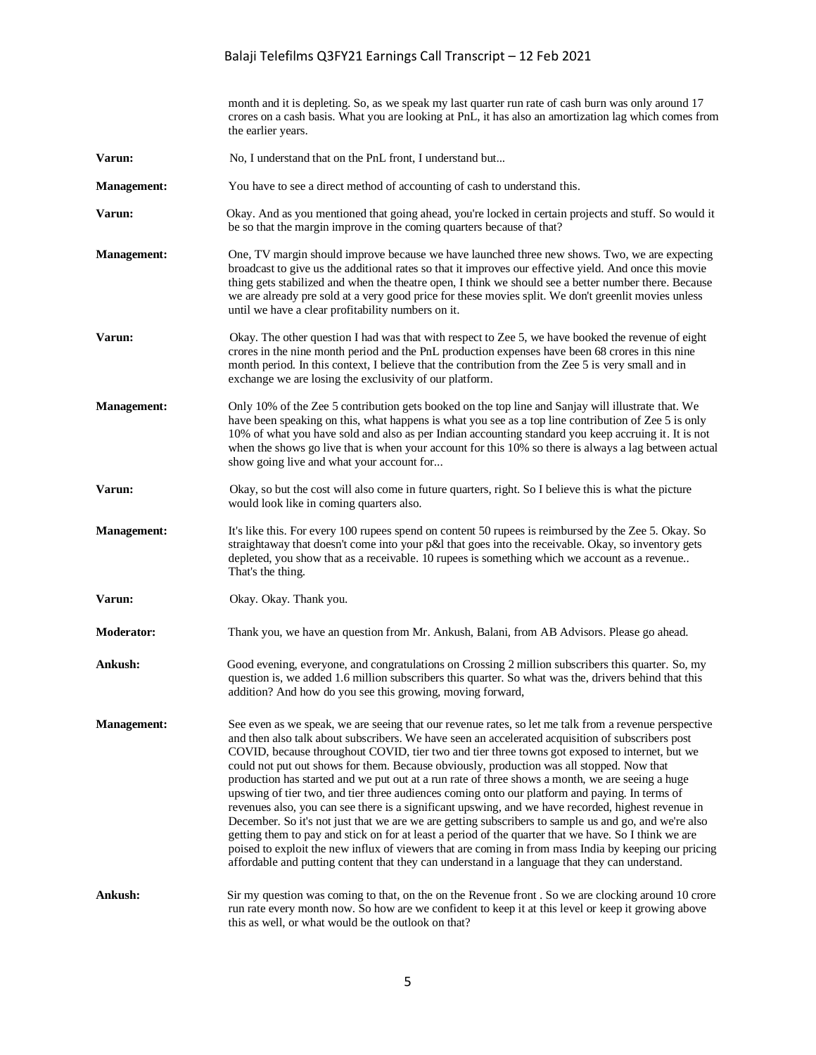month and it is depleting. So, as we speak my last quarter run rate of cash burn was only around 17 crores on a cash basis. What you are looking at PnL, it has also an amortization lag which comes from the earlier years.

**Varun:** No, I understand that on the PnL front, I understand but...

**Management:** You have to see a direct method of accounting of cash to understand this.

**Varun:** Okay. And as you mentioned that going ahead, you're locked in certain projects and stuff. So would it be so that the margin improve in the coming quarters because of that?

**Management:** One, TV margin should improve because we have launched three new shows. Two, we are expecting broadcast to give us the additional rates so that it improves our effective yield. And once this movie thing gets stabilized and when the theatre open, I think we should see a better number there. Because we are already pre sold at a very good price for these movies split. We don't greenlit movies unless until we have a clear profitability numbers on it.

**Varun:** Okay. The other question I had was that with respect to Zee 5, we have booked the revenue of eight crores in the nine month period and the PnL production expenses have been 68 crores in this nine month period. In this context, I believe that the contribution from the Zee 5 is very small and in exchange we are losing the exclusivity of our platform.

**Management:** Only 10% of the Zee 5 contribution gets booked on the top line and Sanjay will illustrate that. We have been speaking on this, what happens is what you see as a top line contribution of Zee 5 is only 10% of what you have sold and also as per Indian accounting standard you keep accruing it. It is not when the shows go live that is when your account for this 10% so there is always a lag between actual show going live and what your account for...

**Varun:** Okay, so but the cost will also come in future quarters, right. So I believe this is what the picture would look like in coming quarters also.

**Management:** It's like this. For every 100 rupees spend on content 50 rupees is reimbursed by the Zee 5. Okay. So straightaway that doesn't come into your p&l that goes into the receivable. Okay, so inventory gets depleted, you show that as a receivable. 10 rupees is something which we account as a revenue.. That's the thing.

**Varun:** Okay. Okay. Thank you.

**Moderator:** Thank you, we have an question from Mr. Ankush, Balani, from AB Advisors. Please go ahead.

**Ankush:** Good evening, everyone, and congratulations on Crossing 2 million subscribers this quarter. So, my question is, we added 1.6 million subscribers this quarter. So what was the, drivers behind that this addition? And how do you see this growing, moving forward,

**Management:** See even as we speak, we are seeing that our revenue rates, so let me talk from a revenue perspective and then also talk about subscribers. We have seen an accelerated acquisition of subscribers post COVID, because throughout COVID, tier two and tier three towns got exposed to internet, but we could not put out shows for them. Because obviously, production was all stopped. Now that production has started and we put out at a run rate of three shows a month, we are seeing a huge upswing of tier two, and tier three audiences coming onto our platform and paying. In terms of revenues also, you can see there is a significant upswing, and we have recorded, highest revenue in December. So it's not just that we are we are getting subscribers to sample us and go, and we're also getting them to pay and stick on for at least a period of the quarter that we have. So I think we are poised to exploit the new influx of viewers that are coming in from mass India by keeping our pricing affordable and putting content that they can understand in a language that they can understand.

**Ankush:** Sir my question was coming to that, on the on the Revenue front . So we are clocking around 10 crore run rate every month now. So how are we confident to keep it at this level or keep it growing above this as well, or what would be the outlook on that?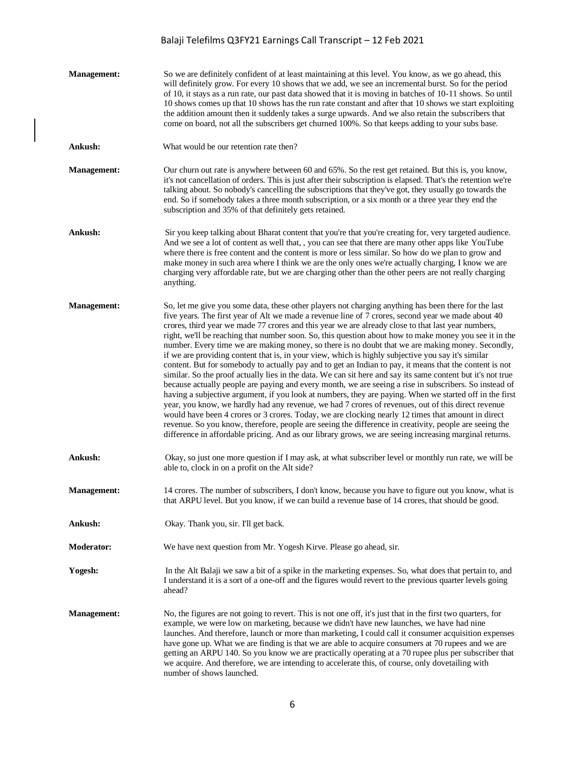**Management:** So we are definitely confident of at least maintaining at this level. You know, as we go ahead, this will definitely grow. For every 10 shows that we add, we see an incremental burst. So for the period of 10, it stays as a run rate, our past data showed that it is moving in batches of 10-11 shows. So until 10 shows comes up that 10 shows has the run rate constant and after that 10 shows we start exploiting the addition amount then it suddenly takes a surge upwards. And we also retain the subscribers that come on board, not all the subscribers get churned 100%. So that keeps adding to your subs base.

**Ankush:** What would be our retention rate then?

**Management:** Our churn out rate is anywhere between 60 and 65%. So the rest get retained. But this is, you know, it's not cancellation of orders. This is just after their subscription is elapsed. That's the retention we're talking about. So nobody's cancelling the subscriptions that they've got, they usually go towards the end. So if somebody takes a three month subscription, or a six month or a three year they end the subscription and 35% of that definitely gets retained.

**Ankush:** Sir you keep talking about Bharat content that you're that you're creating for, very targeted audience. And we see a lot of content as well that, , you can see that there are many other apps like YouTube where there is free content and the content is more or less similar. So how do we plan to grow and make money in such area where I think we are the only ones we're actually charging, I know we are charging very affordable rate, but we are charging other than the other peers are not really charging anything.

**Management:** So, let me give you some data, these other players not charging anything has been there for the last five years. The first year of Alt we made a revenue line of 7 crores, second year we made about 40 crores, third year we made 77 crores and this year we are already close to that last year numbers, right, we'll be reaching that number soon. So, this question about how to make money you see it in the number. Every time we are making money, so there is no doubt that we are making money. Secondly, if we are providing content that is, in your view, which is highly subjective you say it's similar content. But for somebody to actually pay and to get an Indian to pay, it means that the content is not similar. So the proof actually lies in the data. We can sit here and say its same content but it's not true because actually people are paying and every month, we are seeing a rise in subscribers. So instead of having a subjective argument, if you look at numbers, they are paying. When we started off in the first year, you know, we hardly had any revenue, we had 7 crores of revenues, out of this direct revenue would have been 4 crores or 3 crores. Today, we are clocking nearly 12 times that amount in direct revenue. So you know, therefore, people are seeing the difference in creativity, people are seeing the difference in affordable pricing. And as our library grows, we are seeing increasing marginal returns.

**Ankush:** Okay, so just one more question if I may ask, at what subscriber level or monthly run rate, we will be able to, clock in on a profit on the Alt side?

**Management:** 14 crores. The number of subscribers, I don't know, because you have to figure out you know, what is that ARPU level. But you know, if we can build a revenue base of 14 crores, that should be good.

**Ankush:** Okay. Thank you, sir. I'll get back.

**Moderator:** We have next question from Mr. Yogesh Kirve. Please go ahead, sir.

**Yogesh:** In the Alt Balaji we saw a bit of a spike in the marketing expenses. So, what does that pertain to, and I understand it is a sort of a one-off and the figures would revert to the previous quarter levels going ahead?

**Management:** No, the figures are not going to revert. This is not one off, it's just that in the first two quarters, for example, we were low on marketing, because we didn't have new launches, we have had nine launches. And therefore, launch or more than marketing, I could call it consumer acquisition expenses have gone up. What we are finding is that we are able to acquire consumers at 70 rupees and we are getting an ARPU 140. So you know we are practically operating at a 70 rupee plus per subscriber that we acquire. And therefore, we are intending to accelerate this, of course, only dovetailing with number of shows launched.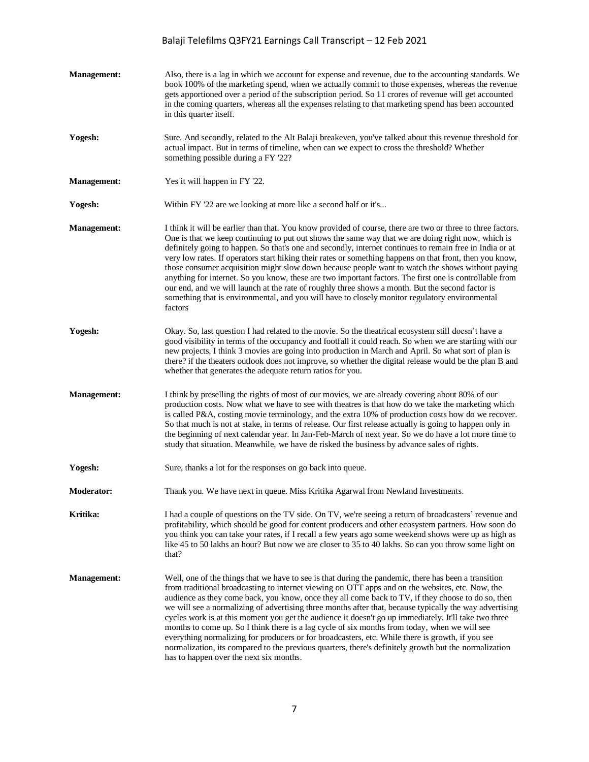**Management:** Also, there is a lag in which we account for expense and revenue, due to the accounting standards. We book 100% of the marketing spend, when we actually commit to those expenses, whereas the revenue gets apportioned over a period of the subscription period. So 11 crores of revenue will get accounted in the coming quarters, whereas all the expenses relating to that marketing spend has been accounted in this quarter itself.

**Yogesh:** Sure. And secondly, related to the Alt Balaji breakeven, you've talked about this revenue threshold for actual impact. But in terms of timeline, when can we expect to cross the threshold? Whether something possible during a FY '22?

**Management:** Yes it will happen in FY '22.

**Yogesh:** Within FY '22 are we looking at more like a second half or it's...

**Management:** I think it will be earlier than that. You know provided of course, there are two or three to three factors. One is that we keep continuing to put out shows the same way that we are doing right now, which is definitely going to happen. So that's one and secondly, internet continues to remain free in India or at very low rates. If operators start hiking their rates or something happens on that front, then you know, those consumer acquisition might slow down because people want to watch the shows without paying anything for internet. So you know, these are two important factors. The first one is controllable from our end, and we will launch at the rate of roughly three shows a month. But the second factor is something that is environmental, and you will have to closely monitor regulatory environmental factors

**Yogesh:** Okay. So, last question I had related to the movie. So the theatrical ecosystem still doesn't have a good visibility in terms of the occupancy and footfall it could reach. So when we are starting with our new projects, I think 3 movies are going into production in March and April. So what sort of plan is there? if the theaters outlook does not improve, so whether the digital release would be the plan B and whether that generates the adequate return ratios for you.

**Management:** I think by preselling the rights of most of our movies, we are already covering about 80% of our production costs. Now what we have to see with theatres is that how do we take the marketing which is called P&A, costing movie terminology, and the extra 10% of production costs how do we recover. So that much is not at stake, in terms of release. Our first release actually is going to happen only in the beginning of next calendar year. In Jan-Feb-March of next year. So we do have a lot more time to study that situation. Meanwhile, we have de risked the business by advance sales of rights.

**Yogesh:** Sure, thanks a lot for the responses on go back into queue.

**Moderator:** Thank you. We have next in queue. Miss Kritika Agarwal from Newland Investments.

**Kritika:** I had a couple of questions on the TV side. On TV, we're seeing a return of broadcasters' revenue and profitability, which should be good for content producers and other ecosystem partners. How soon do you think you can take your rates, if I recall a few years ago some weekend shows were up as high as like 45 to 50 lakhs an hour? But now we are closer to 35 to 40 lakhs. So can you throw some light on that?

**Management:** Well, one of the things that we have to see is that during the pandemic, there has been a transition from traditional broadcasting to internet viewing on OTT apps and on the websites, etc. Now, the audience as they come back, you know, once they all come back to TV, if they choose to do so, then we will see a normalizing of advertising three months after that, because typically the way advertising cycles work is at this moment you get the audience it doesn't go up immediately. It'll take two three months to come up. So I think there is a lag cycle of six months from today, when we will see everything normalizing for producers or for broadcasters, etc. While there is growth, if you see normalization, its compared to the previous quarters, there's definitely growth but the normalization has to happen over the next six months.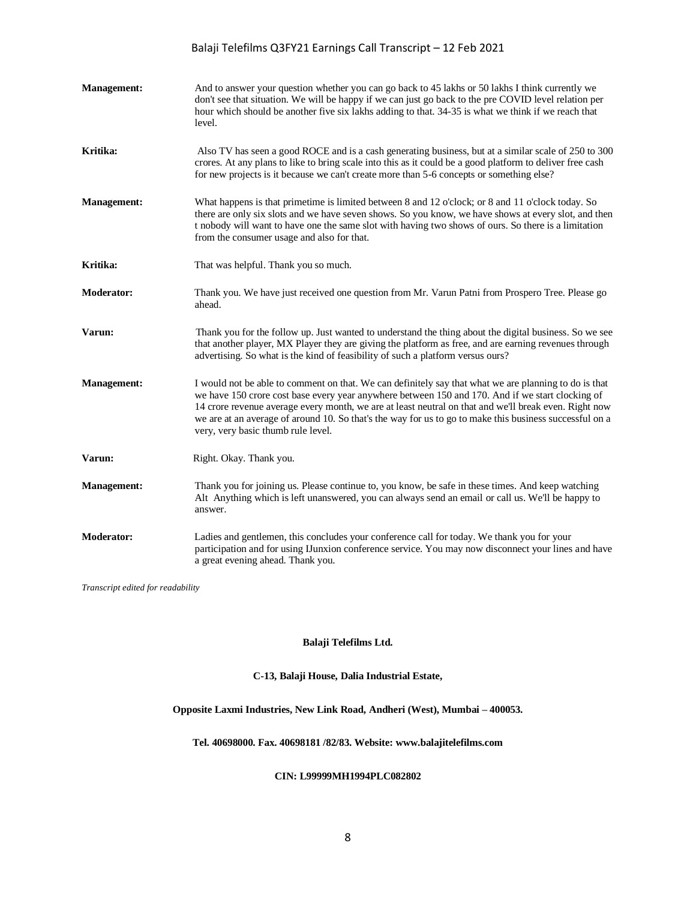**Management:** And to answer your question whether you can go back to 45 lakhs or 50 lakhs I think currently we don't see that situation. We will be happy if we can just go back to the pre COVID level relation per hour which should be another five six lakhs adding to that. 34-35 is what we think if we reach that level.

**Kritika:** Also TV has seen a good ROCE and is a cash generating business, but at a similar scale of 250 to 300 crores. At any plans to like to bring scale into this as it could be a good platform to deliver free cash for new projects is it because we can't create more than 5-6 concepts or something else?

**Management:** What happens is that primetime is limited between 8 and 12 o'clock; or 8 and 11 o'clock today. So there are only six slots and we have seven shows. So you know, we have shows at every slot, and then t nobody will want to have one the same slot with having two shows of ours. So there is a limitation from the consumer usage and also for that.

**Kritika:** That was helpful. Thank you so much.

**Moderator:** Thank you. We have just received one question from Mr. Varun Patni from Prospero Tree. Please go ahead.

**Varun:** Thank you for the follow up. Just wanted to understand the thing about the digital business. So we see that another player, MX Player they are giving the platform as free, and are earning revenues through advertising. So what is the kind of feasibility of such a platform versus ours?

**Management:** I would not be able to comment on that. We can definitely say that what we are planning to do is that we have 150 crore cost base every year anywhere between 150 and 170. And if we start clocking of 14 crore revenue average every month, we are at least neutral on that and we'll break even. Right now we are at an average of around 10. So that's the way for us to go to make this business successful on a very, very basic thumb rule level.

**Varun:** Right. Okay. Thank you.

**Management:** Thank you for joining us. Please continue to, you know, be safe in these times. And keep watching Alt Anything which is left unanswered, you can always send an email or call us. We'll be happy to answer.

**Moderator:** Ladies and gentlemen, this concludes your conference call for today. We thank you for your participation and for using IJunxion conference service. You may now disconnect your lines and have a great evening ahead. Thank you.

*Transcript edited for readability*

**Balaji Telefilms Ltd.**

**C-13, Balaji House, Dalia Industrial Estate,**

**Opposite Laxmi Industries, New Link Road, Andheri (West), Mumbai – 400053.**

**Tel. 40698000. Fax. 40698181 /82/83. Website: www.balajitelefilms.com**

**CIN: L99999MH1994PLC082802**